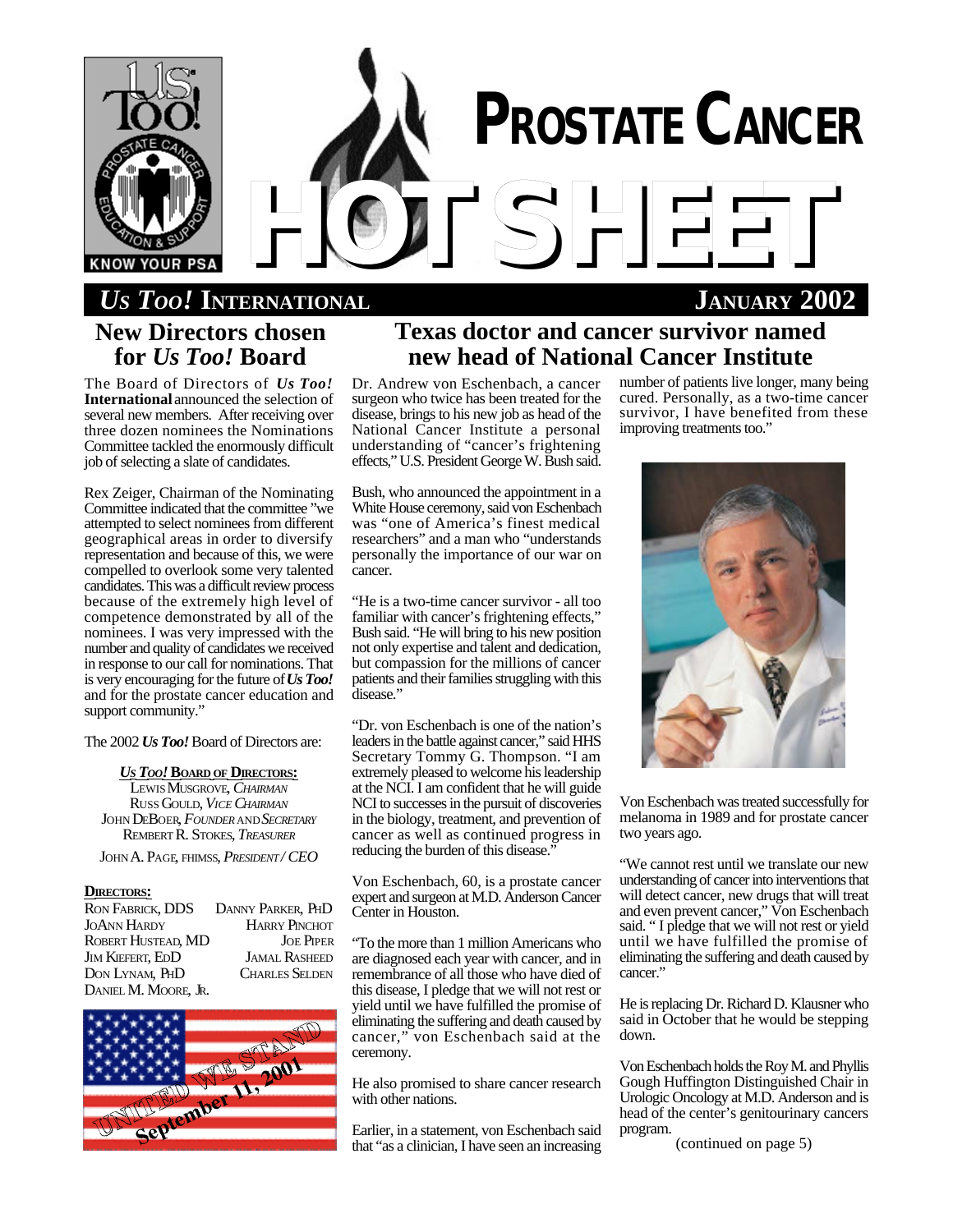# PROSTATE CANCER HOTSHEET

*Us Too!* INTERNATIONAL — JANUARY 2002

## New Directors chosen for *Us Too!* Board

The Board of Directors of ***Us Too!*** **International** announced the selection of several new members. After receiving over three dozen nominees the Nominations Committee tackled the enormously difficult job of selecting a slate of candidates.

Rex Zeiger, Chairman of the Nominating Committee indicated that the committee "we attempted to select nominees from different geographical areas in order to diversify representation and because of this, we were compelled to overlook some very talented candidates. This was a difficult review process because of the extremely high level of competence demonstrated by all of the nominees. I was very impressed with the number and quality of candidates we received in response to our call for nominations. That is very encouraging for the future of ***Us Too!*** and for the prostate cancer education and support community."

The 2002 ***Us Too!*** Board of Directors are:

***Us Too!*** **Board of Directors:**

Lewis Musgrove, *Chairman*
Russ Gould, *Vice Chairman*
John DeBoer, *Founder and Secretary*
Rembert R. Stokes, *Treasurer*

John A. Page, FHIMSS, *President / CEO*

**Directors:**

| | |
|---|---|
| Ron Fabrick, DDS | Danny Parker, PhD |
| JoAnn Hardy | Harry Pinchot |
| Robert Hustead, MD | Joe Piper |
| Jim Kiefert, EdD | Jamal Rasheed |
| Don Lynam, PhD | Charles Selden |
| Daniel M. Moore, Jr. | |

UNITED WE STAND
September 11, 2001

## Texas doctor and cancer survivor named new head of National Cancer Institute

Dr. Andrew von Eschenbach, a cancer surgeon who twice has been treated for the disease, brings to his new job as head of the National Cancer Institute a personal understanding of "cancer's frightening effects," U.S. President George W. Bush said.

Bush, who announced the appointment in a White House ceremony, said von Eschenbach was "one of America's finest medical researchers" and a man who "understands personally the importance of our war on cancer.

"He is a two-time cancer survivor - all too familiar with cancer's frightening effects," Bush said. "He will bring to his new position not only expertise and talent and dedication, but compassion for the millions of cancer patients and their families struggling with this disease."

"Dr. von Eschenbach is one of the nation's leaders in the battle against cancer," said HHS Secretary Tommy G. Thompson. "I am extremely pleased to welcome his leadership at the NCI. I am confident that he will guide NCI to successes in the pursuit of discoveries in the biology, treatment, and prevention of cancer as well as continued progress in reducing the burden of this disease."

Von Eschenbach, 60, is a prostate cancer expert and surgeon at M.D. Anderson Cancer Center in Houston.

"To the more than 1 million Americans who are diagnosed each year with cancer, and in remembrance of all those who have died of this disease, I pledge that we will not rest or yield until we have fulfilled the promise of eliminating the suffering and death caused by cancer," von Eschenbach said at the ceremony.

He also promised to share cancer research with other nations.

Earlier, in a statement, von Eschenbach said that "as a clinician, I have seen an increasing number of patients live longer, many being cured. Personally, as a two-time cancer survivor, I have benefited from these improving treatments too."

Von Eschenbach was treated successfully for melanoma in 1989 and for prostate cancer two years ago.

"We cannot rest until we translate our new understanding of cancer into interventions that will detect cancer, new drugs that will treat and even prevent cancer," Von Eschenbach said. " I pledge that we will not rest or yield until we have fulfilled the promise of eliminating the suffering and death caused by cancer."

He is replacing Dr. Richard D. Klausner who said in October that he would be stepping down.

Von Eschenbach holds the Roy M. and Phyllis Gough Huffington Distinguished Chair in Urologic Oncology at M.D. Anderson and is head of the center's genitourinary cancers program.

(continued on page 5)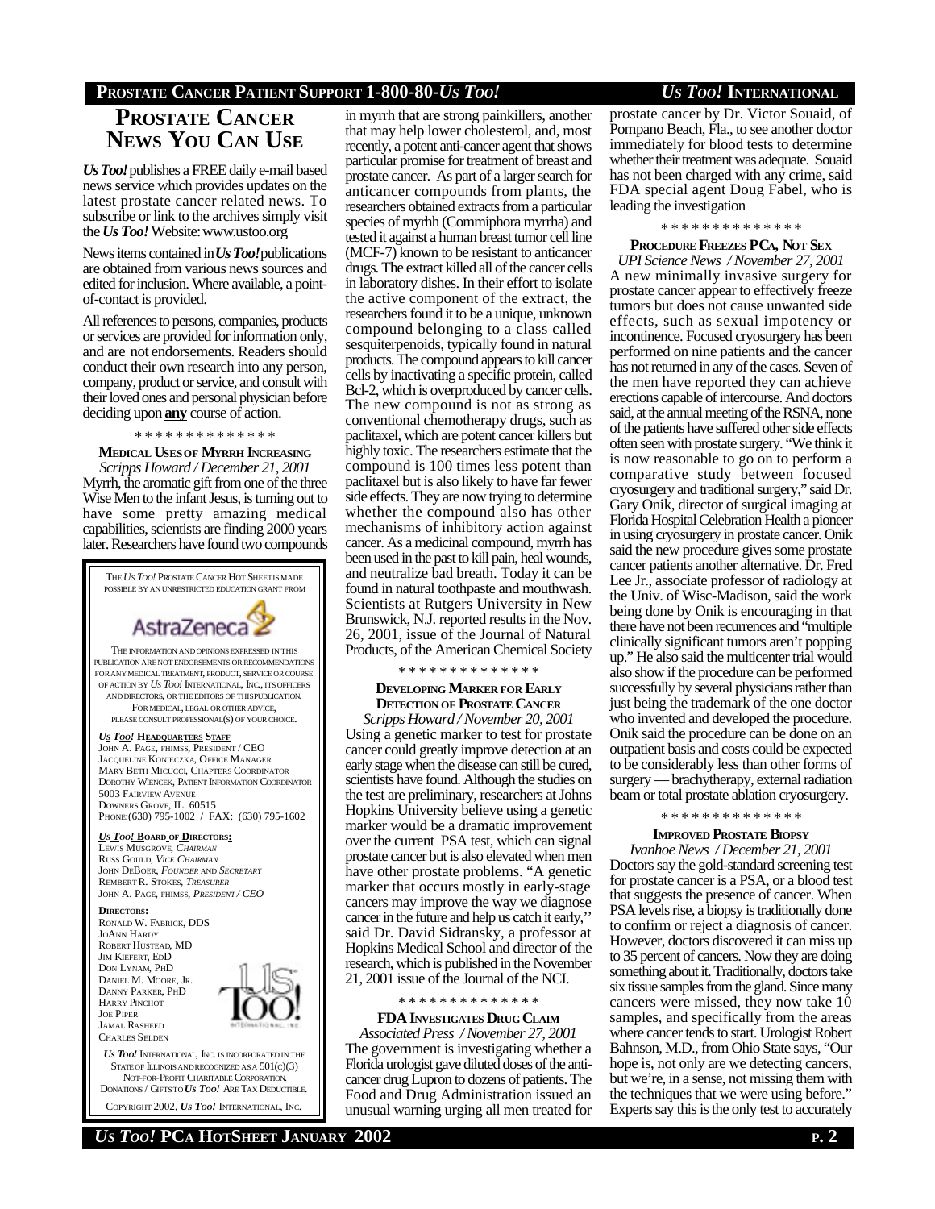# Prostate Cancer News You Can Use

***Us Too!*** publishes a FREE daily e-mail based news service which provides updates on the latest prostate cancer related news. To subscribe or link to the archives simply visit the ***Us Too!*** Website: www.ustoo.org

News items contained in ***Us Too!*** publications are obtained from various news sources and edited for inclusion. Where available, a point-of-contact is provided.

All references to persons, companies, products or services are provided for information only, and are not endorsements. Readers should conduct their own research into any person, company, product or service, and consult with their loved ones and personal physician before deciding upon **any** course of action.

\* \* \* \* \* \* \* \* \* \* \* \* \* \*

### Medical Uses of Myrrh Increasing

*Scripps Howard / December 21, 2001*

Myrrh, the aromatic gift from one of the three Wise Men to the infant Jesus, is turning out to have some pretty amazing medical capabilities, scientists are finding 2000 years later. Researchers have found two compounds in myrrh that are strong painkillers, another that may help lower cholesterol, and, most recently, a potent anti-cancer agent that shows particular promise for treatment of breast and prostate cancer. As part of a larger search for anticancer compounds from plants, the researchers obtained extracts from a particular species of myrhh (Commiphora myrrha) and tested it against a human breast tumor cell line (MCF-7) known to be resistant to anticancer drugs. The extract killed all of the cancer cells in laboratory dishes. In their effort to isolate the active component of the extract, the researchers found it to be a unique, unknown compound belonging to a class called sesquiterpenoids, typically found in natural products. The compound appears to kill cancer cells by inactivating a specific protein, called Bcl-2, which is overproduced by cancer cells. The new compound is not as strong as conventional chemotherapy drugs, such as paclitaxel, which are potent cancer killers but highly toxic. The researchers estimate that the compound is 100 times less potent than paclitaxel but is also likely to have far fewer side effects. They are now trying to determine whether the compound also has other mechanisms of inhibitory action against cancer. As a medicinal compound, myrrh has been used in the past to kill pain, heal wounds, and neutralize bad breath. Today it can be found in natural toothpaste and mouthwash. Scientists at Rutgers University in New Brunswick, N.J. reported results in the Nov. 26, 2001, issue of the Journal of Natural Products, of the American Chemical Society

\* \* \* \* \* \* \* \* \* \* \* \* \* \*

### Developing Marker for Early Detection of Prostate Cancer

*Scripps Howard / November 20, 2001*

Using a genetic marker to test for prostate cancer could greatly improve detection at an early stage when the disease can still be cured, scientists have found. Although the studies on the test are preliminary, researchers at Johns Hopkins University believe using a genetic marker would be a dramatic improvement over the current PSA test, which can signal prostate cancer but is also elevated when men have other prostate problems. "A genetic marker that occurs mostly in early-stage cancers may improve the way we diagnose cancer in the future and help us catch it early," said Dr. David Sidransky, a professor at Hopkins Medical School and director of the research, which is published in the November 21, 2001 issue of the Journal of the NCI.

\* \* \* \* \* \* \* \* \* \* \* \* \* \*

### FDA Investigates Drug Claim

*Associated Press / November 27, 2001*

The government is investigating whether a Florida urologist gave diluted doses of the anti-cancer drug Lupron to dozens of patients. The Food and Drug Administration issued an unusual warning urging all men treated for prostate cancer by Dr. Victor Souaid, of Pompano Beach, Fla., to see another doctor immediately for blood tests to determine whether their treatment was adequate. Souaid has not been charged with any crime, said FDA special agent Doug Fabel, who is leading the investigation

\* \* \* \* \* \* \* \* \* \* \* \* \* \*

### Procedure Freezes PCa, Not Sex

*UPI Science News / November 27, 2001*

A new minimally invasive surgery for prostate cancer appear to effectively freeze tumors but does not cause unwanted side effects, such as sexual impotency or incontinence. Focused cryosurgery has been performed on nine patients and the cancer has not returned in any of the cases. Seven of the men have reported they can achieve erections capable of intercourse. And doctors said, at the annual meeting of the RSNA, none of the patients have suffered other side effects often seen with prostate surgery. "We think it is now reasonable to go on to perform a comparative study between focused cryosurgery and traditional surgery," said Dr. Gary Onik, director of surgical imaging at Florida Hospital Celebration Health a pioneer in using cryosurgery in prostate cancer. Onik said the new procedure gives some prostate cancer patients another alternative. Dr. Fred Lee Jr., associate professor of radiology at the Univ. of Wisc-Madison, said the work being done by Onik is encouraging in that there have not been recurrences and "multiple clinically significant tumors aren't popping up." He also said the multicenter trial would also show if the procedure can be performed successfully by several physicians rather than just being the trademark of the one doctor who invented and developed the procedure. Onik said the procedure can be done on an outpatient basis and costs could be expected to be considerably less than other forms of surgery — brachytherapy, external radiation beam or total prostate ablation cryosurgery.

\* \* \* \* \* \* \* \* \* \* \* \* \* \*

### Improved Prostate Biopsy

*Ivanhoe News / December 21, 2001*

Doctors say the gold-standard screening test for prostate cancer is a PSA, or a blood test that suggests the presence of cancer. When PSA levels rise, a biopsy is traditionally done to confirm or reject a diagnosis of cancer. However, doctors discovered it can miss up to 35 percent of cancers. Now they are doing something about it. Traditionally, doctors take six tissue samples from the gland. Since many cancers were missed, they now take 10 samples, and specifically from the areas where cancer tends to start. Urologist Robert Bahnson, M.D., from Ohio State says, "Our hope is, not only are we detecting cancers, but we're, in a sense, not missing them with the techniques that we were using before." Experts say this is the only test to accurately

---

The *Us Too!* Prostate Cancer Hot Sheet is made possible by an unrestricted education grant from AstraZeneca

The information and opinions expressed in this publication are not endorsements or recommendations for any medical treatment, product, service or course of action by *Us Too!* International, Inc., its officers and directors, or the editors of this publication. For medical, legal or other advice, please consult professional(s) of your choice.

**Us Too! Headquarters Staff**

John A. Page, FHIMSS, President / CEO
Jacqueline Konieczka, Office Manager
Mary Beth Micucci, Chapters Coordinator
Dorothy Wiencek, Patient Information Coordinator
5003 Fairview Avenue
Downers Grove, IL 60515
Phone:(630) 795-1002 / FAX: (630) 795-1602

**Us Too! Board of Directors:**

Lewis Musgrove, *Chairman*
Russ Gould, *Vice Chairman*
John DeBoer, *Founder and Secretary*
Rembert R. Stokes, *Treasurer*
John A. Page, FHIMSS, *President / CEO*

**Directors:**

Ronald W. Fabrick, DDS
JoAnn Hardy
Robert Hustead, MD
Jim Kiefert, EdD
Don Lynam, PhD
Daniel M. Moore, Jr.
Danny Parker, PhD
Harry Pinchot
Joe Piper
Jamal Rasheed
Charles Selden

***Us Too!*** International, Inc. is incorporated in the State of Illinois and recognized as a 501(c)(3) not-for-profit charitable corporation. Donations / Gifts to ***Us Too!*** are tax deductible.

Copyright 2002, ***Us Too!*** International, Inc.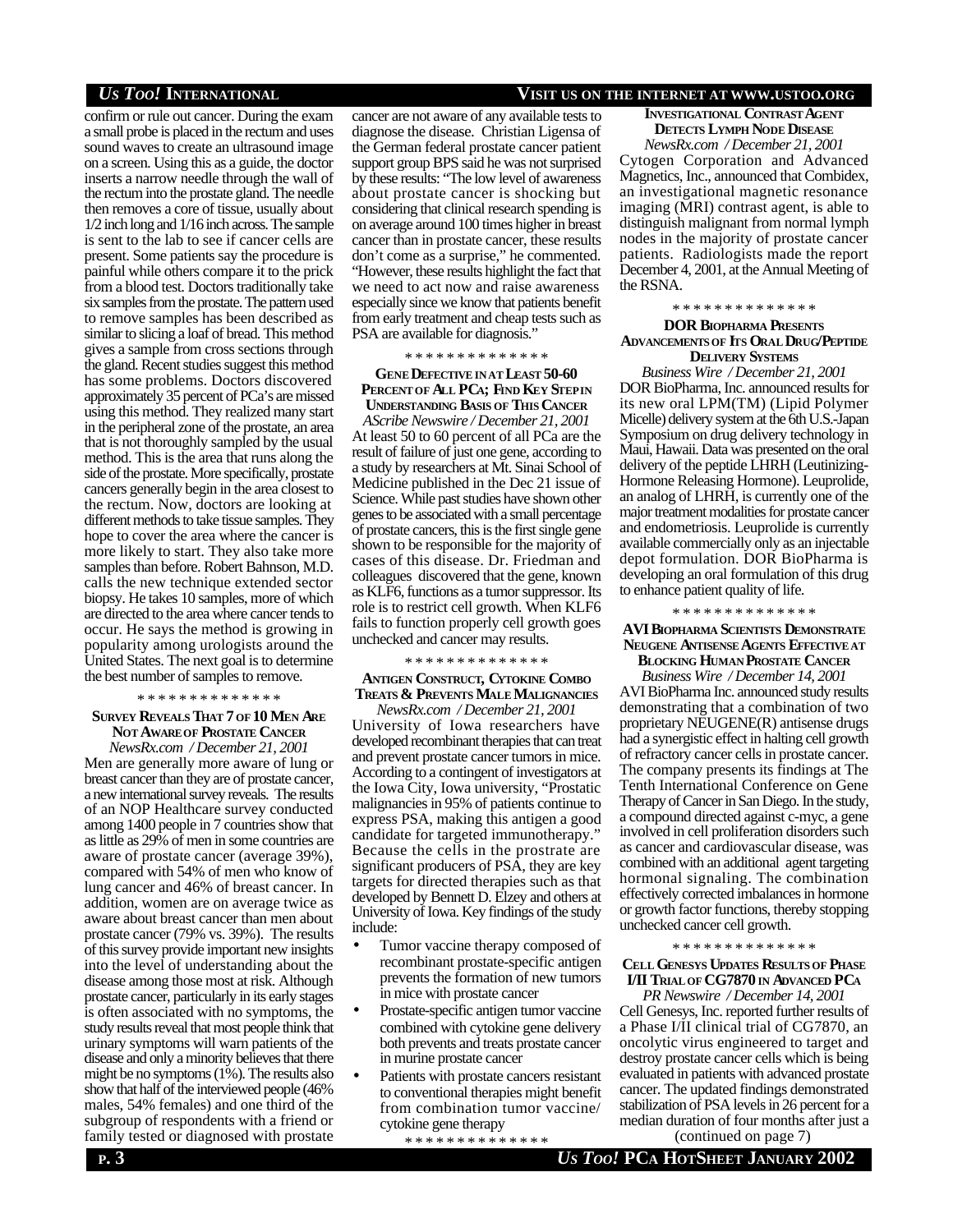confirm or rule out cancer. During the exam a small probe is placed in the rectum and uses sound waves to create an ultrasound image on a screen. Using this as a guide, the doctor inserts a narrow needle through the wall of the rectum into the prostate gland. The needle then removes a core of tissue, usually about 1/2 inch long and 1/16 inch across. The sample is sent to the lab to see if cancer cells are present. Some patients say the procedure is painful while others compare it to the prick from a blood test. Doctors traditionally take six samples from the prostate. The pattern used to remove samples has been described as similar to slicing a loaf of bread. This method gives a sample from cross sections through the gland. Recent studies suggest this method has some problems. Doctors discovered approximately 35 percent of PCa's are missed using this method. They realized many start in the peripheral zone of the prostate, an area that is not thoroughly sampled by the usual method. This is the area that runs along the side of the prostate. More specifically, prostate cancers generally begin in the area closest to the rectum. Now, doctors are looking at different methods to take tissue samples. They hope to cover the area where the cancer is more likely to start. They also take more samples than before. Robert Bahnson, M.D. calls the new technique extended sector biopsy. He takes 10 samples, more of which are directed to the area where cancer tends to occur. He says the method is growing in popularity among urologists around the United States. The next goal is to determine the best number of samples to remove.

\* \* \* \* \* \* \* \* \* \* \* \* \* \*

### SURVEY REVEALS THAT 7 OF 10 MEN ARE NOT AWARE OF PROSTATE CANCER

*NewsRx.com / December 21, 2001*

Men are generally more aware of lung or breast cancer than they are of prostate cancer, a new international survey reveals. The results of an NOP Healthcare survey conducted among 1400 people in 7 countries show that as little as 29% of men in some countries are aware of prostate cancer (average 39%), compared with 54% of men who know of lung cancer and 46% of breast cancer. In addition, women are on average twice as aware about breast cancer than men about prostate cancer (79% vs. 39%). The results of this survey provide important new insights into the level of understanding about the disease among those most at risk. Although prostate cancer, particularly in its early stages is often associated with no symptoms, the study results reveal that most people think that urinary symptoms will warn patients of the disease and only a minority believes that there might be no symptoms (1%). The results also show that half of the interviewed people (46% males, 54% females) and one third of the subgroup of respondents with a friend or family tested or diagnosed with prostate cancer are not aware of any available tests to diagnose the disease. Christian Ligensa of the German federal prostate cancer patient support group BPS said he was not surprised by these results: "The low level of awareness about prostate cancer is shocking but considering that clinical research spending is on average around 100 times higher in breast cancer than in prostate cancer, these results don't come as a surprise," he commented. "However, these results highlight the fact that we need to act now and raise awareness especially since we know that patients benefit from early treatment and cheap tests such as PSA are available for diagnosis."

\* \* \* \* \* \* \* \* \* \* \* \* \* \*

### GENE DEFECTIVE IN AT LEAST 50-60 PERCENT OF ALL PCA; FIND KEY STEP IN UNDERSTANDING BASIS OF THIS CANCER

*AScribe Newswire / December 21, 2001*

At least 50 to 60 percent of all PCa are the result of failure of just one gene, according to a study by researchers at Mt. Sinai School of Medicine published in the Dec 21 issue of Science. While past studies have shown other genes to be associated with a small percentage of prostate cancers, this is the first single gene shown to be responsible for the majority of cases of this disease. Dr. Friedman and colleagues discovered that the gene, known as KLF6, functions as a tumor suppressor. Its role is to restrict cell growth. When KLF6 fails to function properly cell growth goes unchecked and cancer may results.

\* \* \* \* \* \* \* \* \* \* \* \* \* \*

### ANTIGEN CONSTRUCT, CYTOKINE COMBO TREATS & PREVENTS MALE MALIGNANCIES

*NewsRx.com / December 21, 2001*

University of Iowa researchers have developed recombinant therapies that can treat and prevent prostate cancer tumors in mice. According to a contingent of investigators at the Iowa City, Iowa university, "Prostatic malignancies in 95% of patients continue to express PSA, making this antigen a good candidate for targeted immunotherapy." Because the cells in the prostrate are significant producers of PSA, they are key targets for directed therapies such as that developed by Bennett D. Elzey and others at University of Iowa. Key findings of the study include:

- Tumor vaccine therapy composed of recombinant prostate-specific antigen prevents the formation of new tumors in mice with prostate cancer
- Prostate-specific antigen tumor vaccine combined with cytokine gene delivery both prevents and treats prostate cancer in murine prostate cancer
- Patients with prostate cancers resistant to conventional therapies might benefit from combination tumor vaccine/ cytokine gene therapy

\* \* \* \* \* \* \* \* \* \* \* \* \* \*

### INVESTIGATIONAL CONTRAST AGENT DETECTS LYMPH NODE DISEASE

*NewsRx.com / December 21, 2001*

Cytogen Corporation and Advanced Magnetics, Inc., announced that Combidex, an investigational magnetic resonance imaging (MRI) contrast agent, is able to distinguish malignant from normal lymph nodes in the majority of prostate cancer patients. Radiologists made the report December 4, 2001, at the Annual Meeting of the RSNA.

\* \* \* \* \* \* \* \* \* \* \* \* \* \*

### DOR BIOPHARMA PRESENTS ADVANCEMENTS OF ITS ORAL DRUG/PEPTIDE DELIVERY SYSTEMS

*Business Wire / December 21, 2001*

DOR BioPharma, Inc. announced results for its new oral LPM(TM) (Lipid Polymer Micelle) delivery system at the 6th U.S.-Japan Symposium on drug delivery technology in Maui, Hawaii. Data was presented on the oral delivery of the peptide LHRH (Leutinizing-Hormone Releasing Hormone). Leuprolide, an analog of LHRH, is currently one of the major treatment modalities for prostate cancer and endometriosis. Leuprolide is currently available commercially only as an injectable depot formulation. DOR BioPharma is developing an oral formulation of this drug to enhance patient quality of life.

\* \* \* \* \* \* \* \* \* \* \* \* \* \*

### AVI BIOPHARMA SCIENTISTS DEMONSTRATE NEUGENE ANTISENSE AGENTS EFFECTIVE AT BLOCKING HUMAN PROSTATE CANCER

*Business Wire / December 14, 2001*

AVI BioPharma Inc. announced study results demonstrating that a combination of two proprietary NEUGENE(R) antisense drugs had a synergistic effect in halting cell growth of refractory cancer cells in prostate cancer. The company presents its findings at The Tenth International Conference on Gene Therapy of Cancer in San Diego. In the study, a compound directed against c-myc, a gene involved in cell proliferation disorders such as cancer and cardiovascular disease, was combined with an additional agent targeting hormonal signaling. The combination effectively corrected imbalances in hormone or growth factor functions, thereby stopping unchecked cancer cell growth.

\* \* \* \* \* \* \* \* \* \* \* \* \* \*

### CELL GENESYS UPDATES RESULTS OF PHASE I/II TRIAL OF CG7870 IN ADVANCED PCA

*PR Newswire / December 14, 2001*

Cell Genesys, Inc. reported further results of a Phase I/II clinical trial of CG7870, an oncolytic virus engineered to target and destroy prostate cancer cells which is being evaluated in patients with advanced prostate cancer. The updated findings demonstrated stabilization of PSA levels in 26 percent for a median duration of four months after just a

(continued on page 7)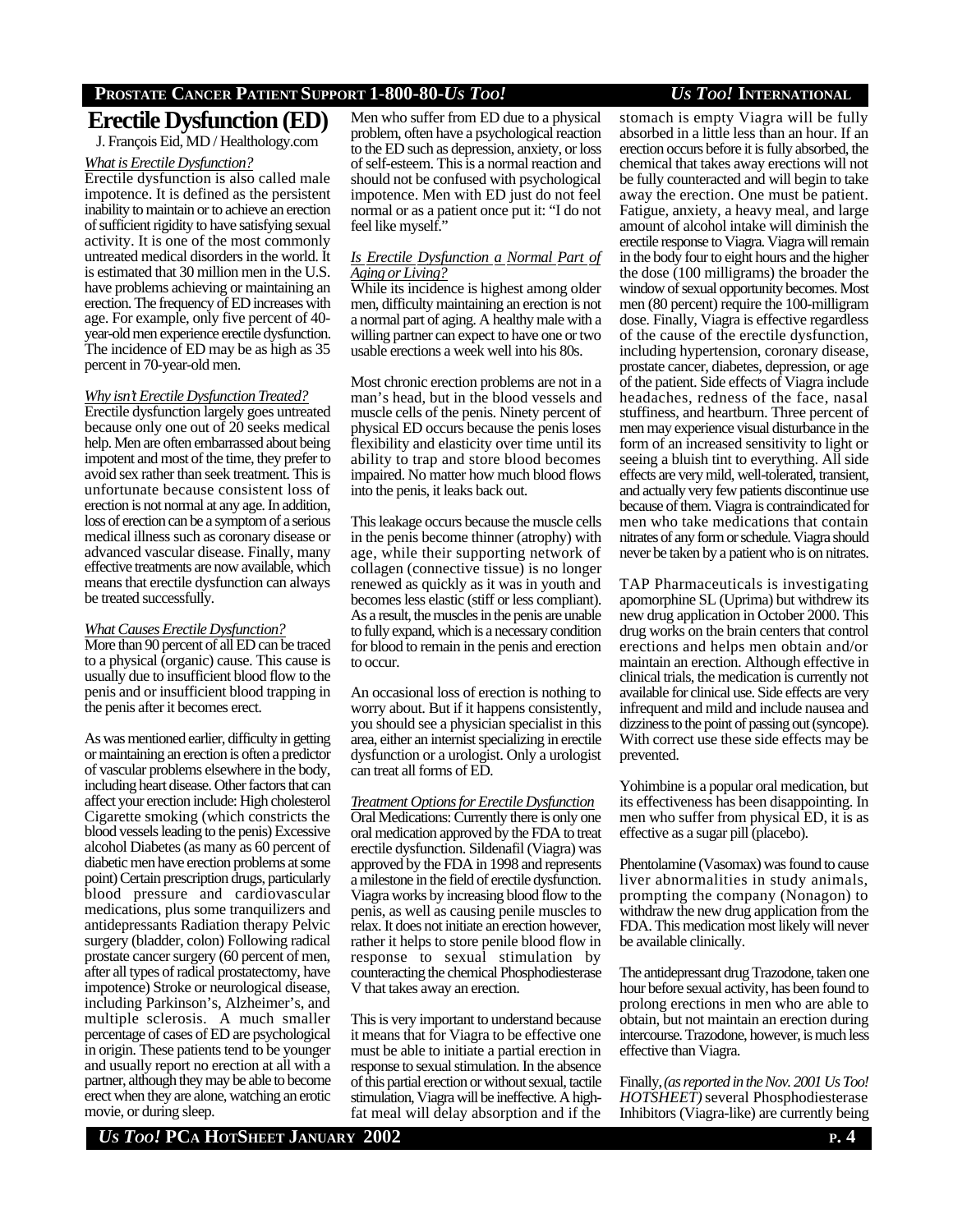# Erectile Dysfunction (ED)

J. François Eid, MD / Healthology.com

### *What is Erectile Dysfunction?*

Erectile dysfunction is also called male impotence. It is defined as the persistent inability to maintain or to achieve an erection of sufficient rigidity to have satisfying sexual activity. It is one of the most commonly untreated medical disorders in the world. It is estimated that 30 million men in the U.S. have problems achieving or maintaining an erection. The frequency of ED increases with age. For example, only five percent of 40-year-old men experience erectile dysfunction. The incidence of ED may be as high as 35 percent in 70-year-old men.

### *Why isn't Erectile Dysfunction Treated?*

Erectile dysfunction largely goes untreated because only one out of 20 seeks medical help. Men are often embarrassed about being impotent and most of the time, they prefer to avoid sex rather than seek treatment. This is unfortunate because consistent loss of erection is not normal at any age. In addition, loss of erection can be a symptom of a serious medical illness such as coronary disease or advanced vascular disease. Finally, many effective treatments are now available, which means that erectile dysfunction can always be treated successfully.

### *What Causes Erectile Dysfunction?*

More than 90 percent of all ED can be traced to a physical (organic) cause. This cause is usually due to insufficient blood flow to the penis and or insufficient blood trapping in the penis after it becomes erect.

As was mentioned earlier, difficulty in getting or maintaining an erection is often a predictor of vascular problems elsewhere in the body, including heart disease. Other factors that can affect your erection include: High cholesterol Cigarette smoking (which constricts the blood vessels leading to the penis) Excessive alcohol Diabetes (as many as 60 percent of diabetic men have erection problems at some point) Certain prescription drugs, particularly blood pressure and cardiovascular medications, plus some tranquilizers and antidepressants Radiation therapy Pelvic surgery (bladder, colon) Following radical prostate cancer surgery (60 percent of men, after all types of radical prostatectomy, have impotence) Stroke or neurological disease, including Parkinson's, Alzheimer's, and multiple sclerosis. A much smaller percentage of cases of ED are psychological in origin. These patients tend to be younger and usually report no erection at all with a partner, although they may be able to become erect when they are alone, watching an erotic movie, or during sleep.

Men who suffer from ED due to a physical problem, often have a psychological reaction to the ED such as depression, anxiety, or loss of self-esteem. This is a normal reaction and should not be confused with psychological impotence. Men with ED just do not feel normal or as a patient once put it: "I do not feel like myself."

### *Is Erectile Dysfunction a Normal Part of Aging or Living?*

While its incidence is highest among older men, difficulty maintaining an erection is not a normal part of aging. A healthy male with a willing partner can expect to have one or two usable erections a week well into his 80s.

Most chronic erection problems are not in a man's head, but in the blood vessels and muscle cells of the penis. Ninety percent of physical ED occurs because the penis loses flexibility and elasticity over time until its ability to trap and store blood becomes impaired. No matter how much blood flows into the penis, it leaks back out.

This leakage occurs because the muscle cells in the penis become thinner (atrophy) with age, while their supporting network of collagen (connective tissue) is no longer renewed as quickly as it was in youth and becomes less elastic (stiff or less compliant). As a result, the muscles in the penis are unable to fully expand, which is a necessary condition for blood to remain in the penis and erection to occur.

An occasional loss of erection is nothing to worry about. But if it happens consistently, you should see a physician specialist in this area, either an internist specializing in erectile dysfunction or a urologist. Only a urologist can treat all forms of ED.

### *Treatment Options for Erectile Dysfunction*

Oral Medications: Currently there is only one oral medication approved by the FDA to treat erectile dysfunction. Sildenafil (Viagra) was approved by the FDA in 1998 and represents a milestone in the field of erectile dysfunction. Viagra works by increasing blood flow to the penis, as well as causing penile muscles to relax. It does not initiate an erection however, rather it helps to store penile blood flow in response to sexual stimulation by counteracting the chemical Phosphodiesterase V that takes away an erection.

This is very important to understand because it means that for Viagra to be effective one must be able to initiate a partial erection in response to sexual stimulation. In the absence of this partial erection or without sexual, tactile stimulation, Viagra will be ineffective. A high-fat meal will delay absorption and if the stomach is empty Viagra will be fully absorbed in a little less than an hour. If an erection occurs before it is fully absorbed, the chemical that takes away erections will not be fully counteracted and will begin to take away the erection. One must be patient. Fatigue, anxiety, a heavy meal, and large amount of alcohol intake will diminish the erectile response to Viagra. Viagra will remain in the body four to eight hours and the higher the dose (100 milligrams) the broader the window of sexual opportunity becomes. Most men (80 percent) require the 100-milligram dose. Finally, Viagra is effective regardless of the cause of the erectile dysfunction, including hypertension, coronary disease, prostate cancer, diabetes, depression, or age of the patient. Side effects of Viagra include headaches, redness of the face, nasal stuffiness, and heartburn. Three percent of men may experience visual disturbance in the form of an increased sensitivity to light or seeing a bluish tint to everything. All side effects are very mild, well-tolerated, transient, and actually very few patients discontinue use because of them. Viagra is contraindicated for men who take medications that contain nitrates of any form or schedule. Viagra should never be taken by a patient who is on nitrates.

TAP Pharmaceuticals is investigating apomorphine SL (Uprima) but withdrew its new drug application in October 2000. This drug works on the brain centers that control erections and helps men obtain and/or maintain an erection. Although effective in clinical trials, the medication is currently not available for clinical use. Side effects are very infrequent and mild and include nausea and dizziness to the point of passing out (syncope). With correct use these side effects may be prevented.

Yohimbine is a popular oral medication, but its effectiveness has been disappointing. In men who suffer from physical ED, it is as effective as a sugar pill (placebo).

Phentolamine (Vasomax) was found to cause liver abnormalities in study animals, prompting the company (Nonagon) to withdraw the new drug application from the FDA. This medication most likely will never be available clinically.

The antidepressant drug Trazodone, taken one hour before sexual activity, has been found to prolong erections in men who are able to obtain, but not maintain an erection during intercourse. Trazodone, however, is much less effective than Viagra.

Finally, *(as reported in the Nov. 2001 Us Too! HOTSHEET)* several Phosphodiesterase Inhibitors (Viagra-like) are currently being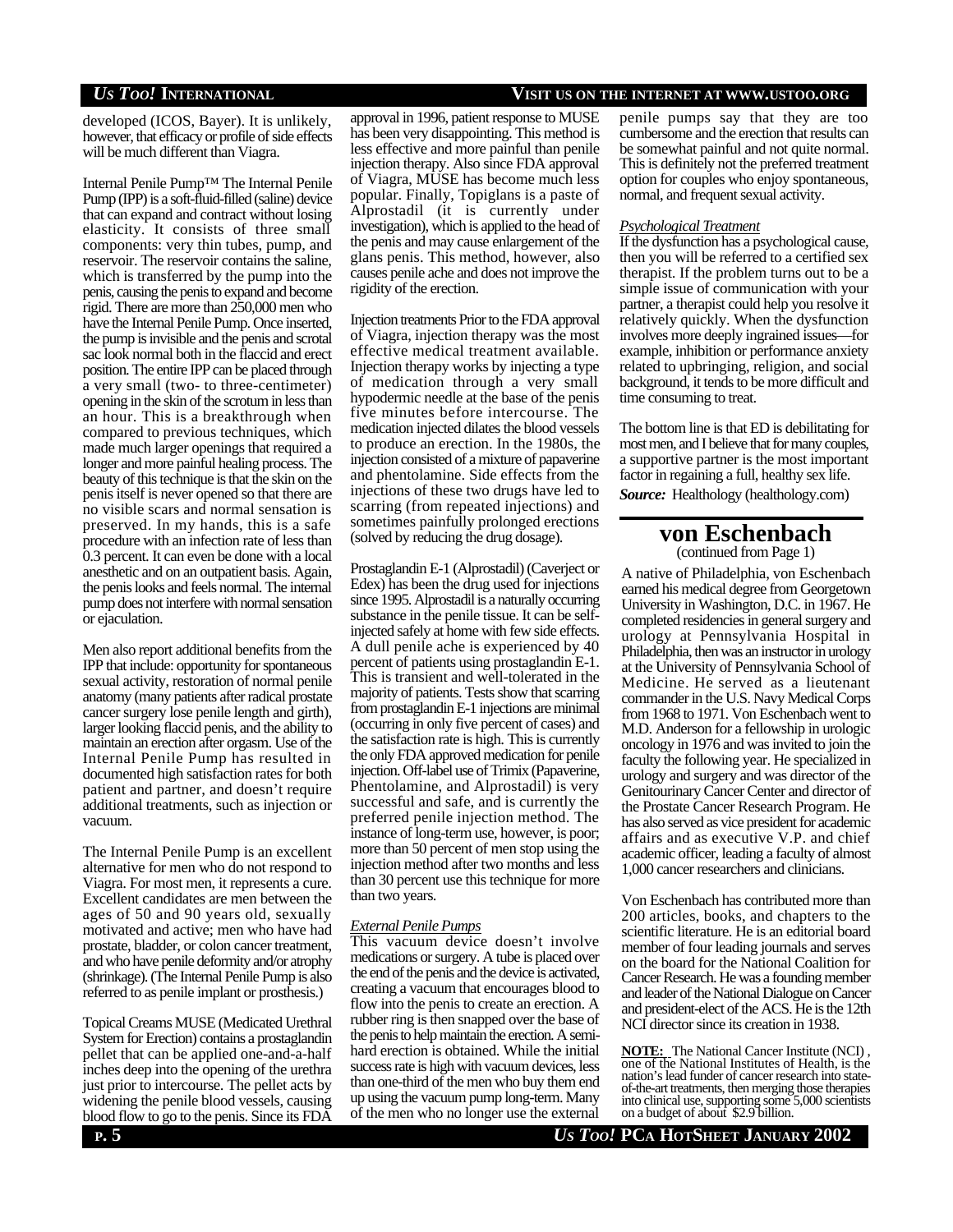developed (ICOS, Bayer). It is unlikely, however, that efficacy or profile of side effects will be much different than Viagra.

Internal Penile Pump™ The Internal Penile Pump (IPP) is a soft-fluid-filled (saline) device that can expand and contract without losing elasticity. It consists of three small components: very thin tubes, pump, and reservoir. The reservoir contains the saline, which is transferred by the pump into the penis, causing the penis to expand and become rigid. There are more than 250,000 men who have the Internal Penile Pump. Once inserted, the pump is invisible and the penis and scrotal sac look normal both in the flaccid and erect position. The entire IPP can be placed through a very small (two- to three-centimeter) opening in the skin of the scrotum in less than an hour. This is a breakthrough when compared to previous techniques, which made much larger openings that required a longer and more painful healing process. The beauty of this technique is that the skin on the penis itself is never opened so that there are no visible scars and normal sensation is preserved. In my hands, this is a safe procedure with an infection rate of less than 0.3 percent. It can even be done with a local anesthetic and on an outpatient basis. Again, the penis looks and feels normal. The internal pump does not interfere with normal sensation or ejaculation.

Men also report additional benefits from the IPP that include: opportunity for spontaneous sexual activity, restoration of normal penile anatomy (many patients after radical prostate cancer surgery lose penile length and girth), larger looking flaccid penis, and the ability to maintain an erection after orgasm. Use of the Internal Penile Pump has resulted in documented high satisfaction rates for both patient and partner, and doesn't require additional treatments, such as injection or vacuum.

The Internal Penile Pump is an excellent alternative for men who do not respond to Viagra. For most men, it represents a cure. Excellent candidates are men between the ages of 50 and 90 years old, sexually motivated and active; men who have had prostate, bladder, or colon cancer treatment, and who have penile deformity and/or atrophy (shrinkage). (The Internal Penile Pump is also referred to as penile implant or prosthesis.)

Topical Creams MUSE (Medicated Urethral System for Erection) contains a prostaglandin pellet that can be applied one-and-a-half inches deep into the opening of the urethra just prior to intercourse. The pellet acts by widening the penile blood vessels, causing blood flow to go to the penis. Since its FDA approval in 1996, patient response to MUSE has been very disappointing. This method is less effective and more painful than penile injection therapy. Also since FDA approval of Viagra, MUSE has become much less popular. Finally, Topiglans is a paste of Alprostadil (it is currently under investigation), which is applied to the head of the penis and may cause enlargement of the glans penis. This method, however, also causes penile ache and does not improve the rigidity of the erection.

Injection treatments Prior to the FDA approval of Viagra, injection therapy was the most effective medical treatment available. Injection therapy works by injecting a type of medication through a very small hypodermic needle at the base of the penis five minutes before intercourse. The medication injected dilates the blood vessels to produce an erection. In the 1980s, the injection consisted of a mixture of papaverine and phentolamine. Side effects from the injections of these two drugs have led to scarring (from repeated injections) and sometimes painfully prolonged erections (solved by reducing the drug dosage).

Prostaglandin E-1 (Alprostadil) (Caverject or Edex) has been the drug used for injections since 1995. Alprostadil is a naturally occurring substance in the penile tissue. It can be self-injected safely at home with few side effects. A dull penile ache is experienced by 40 percent of patients using prostaglandin E-1. This is transient and well-tolerated in the majority of patients. Tests show that scarring from prostaglandin E-1 injections are minimal (occurring in only five percent of cases) and the satisfaction rate is high. This is currently the only FDA approved medication for penile injection. Off-label use of Trimix (Papaverine, Phentolamine, and Alprostadil) is very successful and safe, and is currently the preferred penile injection method. The instance of long-term use, however, is poor; more than 50 percent of men stop using the injection method after two months and less than 30 percent use this technique for more than two years.

*External Penile Pumps*

This vacuum device doesn't involve medications or surgery. A tube is placed over the end of the penis and the device is activated, creating a vacuum that encourages blood to flow into the penis to create an erection. A rubber ring is then snapped over the base of the penis to help maintain the erection. A semi-hard erection is obtained. While the initial success rate is high with vacuum devices, less than one-third of the men who buy them end up using the vacuum pump long-term. Many of the men who no longer use the external penile pumps say that they are too cumbersome and the erection that results can be somewhat painful and not quite normal. This is definitely not the preferred treatment option for couples who enjoy spontaneous, normal, and frequent sexual activity.

*Psychological Treatment*

If the dysfunction has a psychological cause, then you will be referred to a certified sex therapist. If the problem turns out to be a simple issue of communication with your partner, a therapist could help you resolve it relatively quickly. When the dysfunction involves more deeply ingrained issues—for example, inhibition or performance anxiety related to upbringing, religion, and social background, it tends to be more difficult and time consuming to treat.

The bottom line is that ED is debilitating for most men, and I believe that for many couples, a supportive partner is the most important factor in regaining a full, healthy sex life.

***Source:*** Healthology (healthology.com)

## von Eschenbach

(continued from Page 1)

A native of Philadelphia, von Eschenbach earned his medical degree from Georgetown University in Washington, D.C. in 1967. He completed residencies in general surgery and urology at Pennsylvania Hospital in Philadelphia, then was an instructor in urology at the University of Pennsylvania School of Medicine. He served as a lieutenant commander in the U.S. Navy Medical Corps from 1968 to 1971. Von Eschenbach went to M.D. Anderson for a fellowship in urologic oncology in 1976 and was invited to join the faculty the following year. He specialized in urology and surgery and was director of the Genitourinary Cancer Center and director of the Prostate Cancer Research Program. He has also served as vice president for academic affairs and as executive V.P. and chief academic officer, leading a faculty of almost 1,000 cancer researchers and clinicians.

Von Eschenbach has contributed more than 200 articles, books, and chapters to the scientific literature. He is an editorial board member of four leading journals and serves on the board for the National Coalition for Cancer Research. He was a founding member and leader of the National Dialogue on Cancer and president-elect of the ACS. He is the 12th NCI director since its creation in 1938.

**NOTE:** The National Cancer Institute (NCI), one of the National Institutes of Health, is the nation's lead funder of cancer research into state-of-the-art treatments, then merging those therapies into clinical use, supporting some 5,000 scientists on a budget of about $2.9 billion.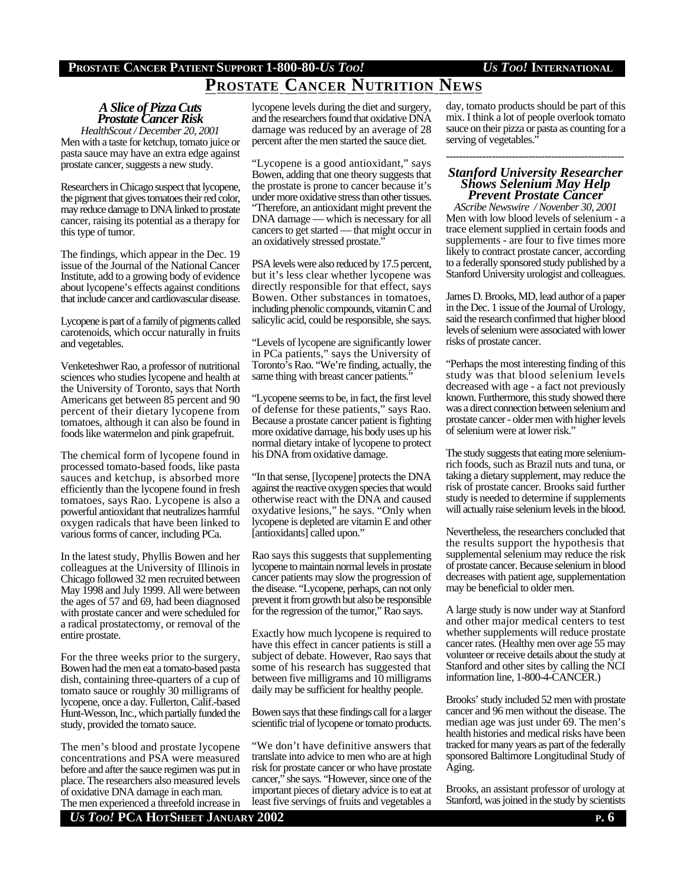# Prostate Cancer Nutrition News

### *A Slice of Pizza Cuts Prostate Cancer Risk*

*HealthScout / December 20, 2001*

Men with a taste for ketchup, tomato juice or pasta sauce may have an extra edge against prostate cancer, suggests a new study.

Researchers in Chicago suspect that lycopene, the pigment that gives tomatoes their red color, may reduce damage to DNA linked to prostate cancer, raising its potential as a therapy for this type of tumor.

The findings, which appear in the Dec. 19 issue of the Journal of the National Cancer Institute, add to a growing body of evidence about lycopene's effects against conditions that include cancer and cardiovascular disease.

Lycopene is part of a family of pigments called carotenoids, which occur naturally in fruits and vegetables.

Venketeshwer Rao, a professor of nutritional sciences who studies lycopene and health at the University of Toronto, says that North Americans get between 85 percent and 90 percent of their dietary lycopene from tomatoes, although it can also be found in foods like watermelon and pink grapefruit.

The chemical form of lycopene found in processed tomato-based foods, like pasta sauces and ketchup, is absorbed more efficiently than the lycopene found in fresh tomatoes, says Rao. Lycopene is also a powerful antioxidant that neutralizes harmful oxygen radicals that have been linked to various forms of cancer, including PCa.

In the latest study, Phyllis Bowen and her colleagues at the University of Illinois in Chicago followed 32 men recruited between May 1998 and July 1999. All were between the ages of 57 and 69, had been diagnosed with prostate cancer and were scheduled for a radical prostatectomy, or removal of the entire prostate.

For the three weeks prior to the surgery, Bowen had the men eat a tomato-based pasta dish, containing three-quarters of a cup of tomato sauce or roughly 30 milligrams of lycopene, once a day. Fullerton, Calif.-based Hunt-Wesson, Inc., which partially funded the study, provided the tomato sauce.

The men's blood and prostate lycopene concentrations and PSA were measured before and after the sauce regimen was put in place. The researchers also measured levels of oxidative DNA damage in each man. The men experienced a threefold increase in lycopene levels during the diet and surgery, and the researchers found that oxidative DNA damage was reduced by an average of 28 percent after the men started the sauce diet.

"Lycopene is a good antioxidant," says Bowen, adding that one theory suggests that the prostate is prone to cancer because it's under more oxidative stress than other tissues. "Therefore, an antioxidant might prevent the DNA damage — which is necessary for all cancers to get started — that might occur in an oxidatively stressed prostate."

PSA levels were also reduced by 17.5 percent, but it's less clear whether lycopene was directly responsible for that effect, says Bowen. Other substances in tomatoes, including phenolic compounds, vitamin C and salicylic acid, could be responsible, she says.

"Levels of lycopene are significantly lower in PCa patients," says the University of Toronto's Rao. "We're finding, actually, the same thing with breast cancer patients."

"Lycopene seems to be, in fact, the first level of defense for these patients," says Rao. Because a prostate cancer patient is fighting more oxidative damage, his body uses up his normal dietary intake of lycopene to protect his DNA from oxidative damage.

"In that sense, [lycopene] protects the DNA against the reactive oxygen species that would otherwise react with the DNA and caused oxydative lesions," he says. "Only when lycopene is depleted are vitamin E and other [antioxidants] called upon."

Rao says this suggests that supplementing lycopene to maintain normal levels in prostate cancer patients may slow the progression of the disease. "Lycopene, perhaps, can not only prevent it from growth but also be responsible for the regression of the tumor," Rao says.

Exactly how much lycopene is required to have this effect in cancer patients is still a subject of debate. However, Rao says that some of his research has suggested that between five milligrams and 10 milligrams daily may be sufficient for healthy people.

Bowen says that these findings call for a larger scientific trial of lycopene or tomato products.

"We don't have definitive answers that translate into advice to men who are at high risk for prostate cancer or who have prostate cancer," she says. "However, since one of the important pieces of dietary advice is to eat at least five servings of fruits and vegetables a day, tomato products should be part of this mix. I think a lot of people overlook tomato sauce on their pizza or pasta as counting for a serving of vegetables."

---

### *Stanford University Researcher Shows Selenium May Help Prevent Prostate Cancer*

*AScribe Newswire / Novenber 30, 2001*

Men with low blood levels of selenium - a trace element supplied in certain foods and supplements - are four to five times more likely to contract prostate cancer, according to a federally sponsored study published by a Stanford University urologist and colleagues.

James D. Brooks, MD, lead author of a paper in the Dec. 1 issue of the Journal of Urology, said the research confirmed that higher blood levels of selenium were associated with lower risks of prostate cancer.

"Perhaps the most interesting finding of this study was that blood selenium levels decreased with age - a fact not previously known. Furthermore, this study showed there was a direct connection between selenium and prostate cancer - older men with higher levels of selenium were at lower risk."

The study suggests that eating more selenium-rich foods, such as Brazil nuts and tuna, or taking a dietary supplement, may reduce the risk of prostate cancer. Brooks said further study is needed to determine if supplements will actually raise selenium levels in the blood.

Nevertheless, the researchers concluded that the results support the hypothesis that supplemental selenium may reduce the risk of prostate cancer. Because selenium in blood decreases with patient age, supplementation may be beneficial to older men.

A large study is now under way at Stanford and other major medical centers to test whether supplements will reduce prostate cancer rates. (Healthy men over age 55 may volunteer or receive details about the study at Stanford and other sites by calling the NCI information line, 1-800-4-CANCER.)

Brooks' study included 52 men with prostate cancer and 96 men without the disease. The median age was just under 69. The men's health histories and medical risks have been tracked for many years as part of the federally sponsored Baltimore Longitudinal Study of Aging.

Brooks, an assistant professor of urology at Stanford, was joined in the study by scientists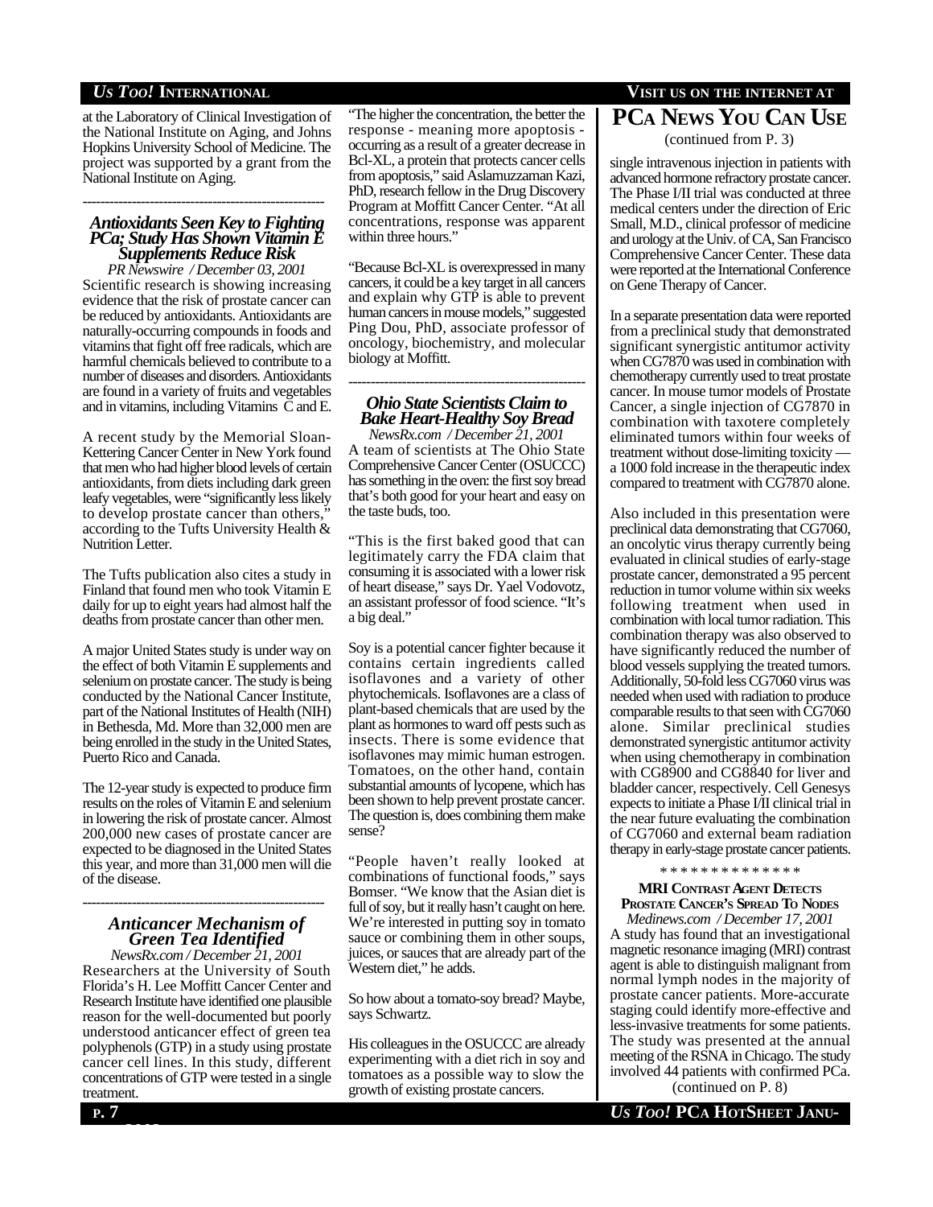at the Laboratory of Clinical Investigation of the National Institute on Aging, and Johns Hopkins University School of Medicine. The project was supported by a grant from the National Institute on Aging.

---

### *Antioxidants Seen Key to Fighting PCa; Study Has Shown Vitamin E Supplements Reduce Risk*

*PR Newswire / December 03, 2001*

Scientific research is showing increasing evidence that the risk of prostate cancer can be reduced by antioxidants. Antioxidants are naturally-occurring compounds in foods and vitamins that fight off free radicals, which are harmful chemicals believed to contribute to a number of diseases and disorders. Antioxidants are found in a variety of fruits and vegetables and in vitamins, including Vitamins C and E.

A recent study by the Memorial Sloan-Kettering Cancer Center in New York found that men who had higher blood levels of certain antioxidants, from diets including dark green leafy vegetables, were "significantly less likely to develop prostate cancer than others," according to the Tufts University Health & Nutrition Letter.

The Tufts publication also cites a study in Finland that found men who took Vitamin E daily for up to eight years had almost half the deaths from prostate cancer than other men.

A major United States study is under way on the effect of both Vitamin E supplements and selenium on prostate cancer. The study is being conducted by the National Cancer Institute, part of the National Institutes of Health (NIH) in Bethesda, Md. More than 32,000 men are being enrolled in the study in the United States, Puerto Rico and Canada.

The 12-year study is expected to produce firm results on the roles of Vitamin E and selenium in lowering the risk of prostate cancer. Almost 200,000 new cases of prostate cancer are expected to be diagnosed in the United States this year, and more than 31,000 men will die of the disease.

---

### *Anticancer Mechanism of Green Tea Identified*

*NewsRx.com / December 21, 2001*

Researchers at the University of South Florida's H. Lee Moffitt Cancer Center and Research Institute have identified one plausible reason for the well-documented but poorly understood anticancer effect of green tea polyphenols (GTP) in a study using prostate cancer cell lines. In this study, different concentrations of GTP were tested in a single treatment.

"The higher the concentration, the better the response - meaning more apoptosis - occurring as a result of a greater decrease in Bcl-XL, a protein that protects cancer cells from apoptosis," said Aslamuzzaman Kazi, PhD, research fellow in the Drug Discovery Program at Moffitt Cancer Center. "At all concentrations, response was apparent within three hours."

"Because Bcl-XL is overexpressed in many cancers, it could be a key target in all cancers and explain why GTP is able to prevent human cancers in mouse models," suggested Ping Dou, PhD, associate professor of oncology, biochemistry, and molecular biology at Moffitt.

---

### *Ohio State Scientists Claim to Bake Heart-Healthy Soy Bread*

*NewsRx.com / December 21, 2001*

A team of scientists at The Ohio State Comprehensive Cancer Center (OSUCCC) has something in the oven: the first soy bread that's both good for your heart and easy on the taste buds, too.

"This is the first baked good that can legitimately carry the FDA claim that consuming it is associated with a lower risk of heart disease," says Dr. Yael Vodovotz, an assistant professor of food science. "It's a big deal."

Soy is a potential cancer fighter because it contains certain ingredients called isoflavones and a variety of other phytochemicals. Isoflavones are a class of plant-based chemicals that are used by the plant as hormones to ward off pests such as insects. There is some evidence that isoflavones may mimic human estrogen. Tomatoes, on the other hand, contain substantial amounts of lycopene, which has been shown to help prevent prostate cancer. The question is, does combining them make sense?

"People haven't really looked at combinations of functional foods," says Bomser. "We know that the Asian diet is full of soy, but it really hasn't caught on here. We're interested in putting soy in tomato sauce or combining them in other soups, juices, or sauces that are already part of the Western diet," he adds.

So how about a tomato-soy bread? Maybe, says Schwartz.

His colleagues in the OSUCCC are already experimenting with a diet rich in soy and tomatoes as a possible way to slow the growth of existing prostate cancers.

## PCa News You Can Use

(continued from P. 3)

single intravenous injection in patients with advanced hormone refractory prostate cancer. The Phase I/II trial was conducted at three medical centers under the direction of Eric Small, M.D., clinical professor of medicine and urology at the Univ. of CA, San Francisco Comprehensive Cancer Center. These data were reported at the International Conference on Gene Therapy of Cancer.

In a separate presentation data were reported from a preclinical study that demonstrated significant synergistic antitumor activity when CG7870 was used in combination with chemotherapy currently used to treat prostate cancer. In mouse tumor models of Prostate Cancer, a single injection of CG7870 in combination with taxotere completely eliminated tumors within four weeks of treatment without dose-limiting toxicity — a 1000 fold increase in the therapeutic index compared to treatment with CG7870 alone.

Also included in this presentation were preclinical data demonstrating that CG7060, an oncolytic virus therapy currently being evaluated in clinical studies of early-stage prostate cancer, demonstrated a 95 percent reduction in tumor volume within six weeks following treatment when used in combination with local tumor radiation. This combination therapy was also observed to have significantly reduced the number of blood vessels supplying the treated tumors. Additionally, 50-fold less CG7060 virus was needed when used with radiation to produce comparable results to that seen with CG7060 alone. Similar preclinical studies demonstrated synergistic antitumor activity when using chemotherapy in combination with CG8900 and CG8840 for liver and bladder cancer, respectively. Cell Genesys expects to initiate a Phase I/II clinical trial in the near future evaluating the combination of CG7060 and external beam radiation therapy in early-stage prostate cancer patients.

\* \* \* \* \* \* \* \* \* \* \* \* \* \*

**MRI Contrast Agent Detects Prostate Cancer's Spread To Nodes**

*Medinews.com / December 17, 2001*

A study has found that an investigational magnetic resonance imaging (MRI) contrast agent is able to distinguish malignant from normal lymph nodes in the majority of prostate cancer patients. More-accurate staging could identify more-effective and less-invasive treatments for some patients. The study was presented at the annual meeting of the RSNA in Chicago. The study involved 44 patients with confirmed PCa.

(continued on P. 8)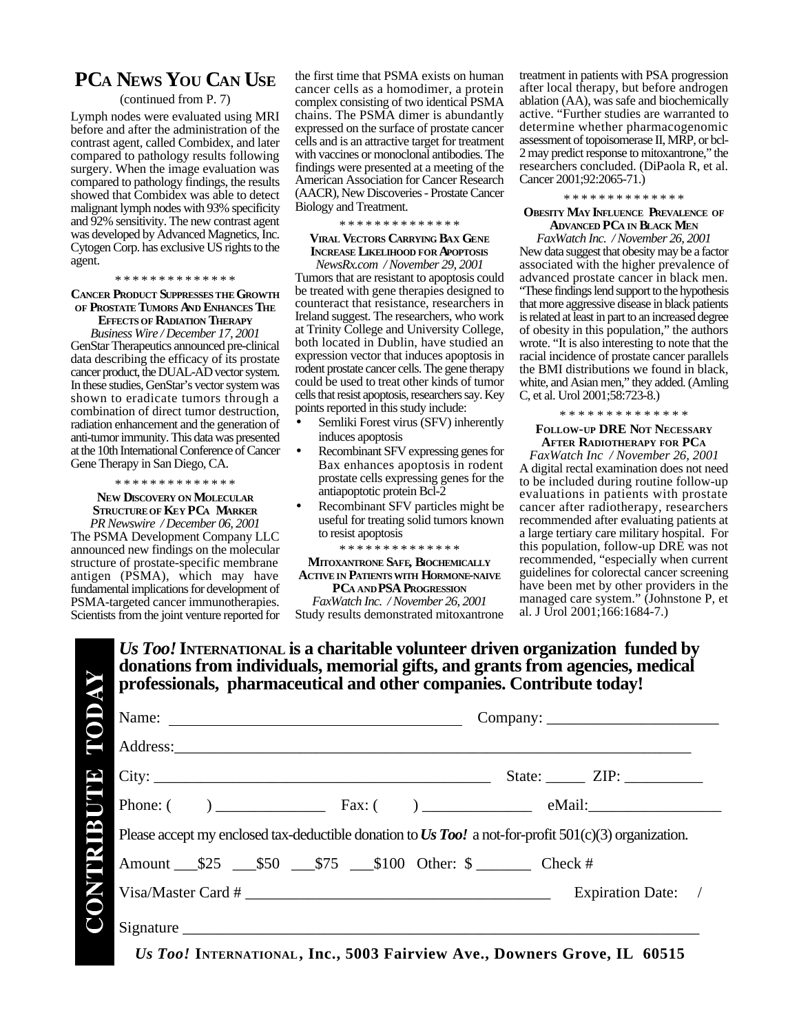## PCa News You Can Use

(continued from P. 7)

Lymph nodes were evaluated using MRI before and after the administration of the contrast agent, called Combidex, and later compared to pathology results following surgery. When the image evaluation was compared to pathology findings, the results showed that Combidex was able to detect malignant lymph nodes with 93% specificity and 92% sensitivity. The new contrast agent was developed by Advanced Magnetics, Inc. Cytogen Corp. has exclusive US rights to the agent.

\* \* \* \* \* \* \* \* \* \* \* \* \* \*

### Cancer Product Suppresses the Growth of Prostate Tumors and Enhances the Effects of Radiation Therapy

*Business Wire / December 17, 2001*

GenStar Therapeutics announced pre-clinical data describing the efficacy of its prostate cancer product, the DUAL-AD vector system. In these studies, GenStar's vector system was shown to eradicate tumors through a combination of direct tumor destruction, radiation enhancement and the generation of anti-tumor immunity. This data was presented at the 10th International Conference of Cancer Gene Therapy in San Diego, CA.

\* \* \* \* \* \* \* \* \* \* \* \* \* \*

### New Discovery on Molecular Structure of Key PCa Marker

*PR Newswire / December 06, 2001*

The PSMA Development Company LLC announced new findings on the molecular structure of prostate-specific membrane antigen (PSMA), which may have fundamental implications for development of PSMA-targeted cancer immunotherapies. Scientists from the joint venture reported for the first time that PSMA exists on human cancer cells as a homodimer, a protein complex consisting of two identical PSMA chains. The PSMA dimer is abundantly expressed on the surface of prostate cancer cells and is an attractive target for treatment with vaccines or monoclonal antibodies. The findings were presented at a meeting of the American Association for Cancer Research (AACR), New Discoveries - Prostate Cancer Biology and Treatment.

\* \* \* \* \* \* \* \* \* \* \* \* \* \*

### Viral Vectors Carrying Bax Gene Increase Likelihood for Apoptosis

*NewsRx.com / November 29, 2001*

Tumors that are resistant to apoptosis could be treated with gene therapies designed to counteract that resistance, researchers in Ireland suggest. The researchers, who work at Trinity College and University College, both located in Dublin, have studied an expression vector that induces apoptosis in rodent prostate cancer cells. The gene therapy could be used to treat other kinds of tumor cells that resist apoptosis, researchers say. Key points reported in this study include:

- Semliki Forest virus (SFV) inherently induces apoptosis
- Recombinant SFV expressing genes for Bax enhances apoptosis in rodent prostate cells expressing genes for the antiapoptotic protein Bcl-2
- Recombinant SFV particles might be useful for treating solid tumors known to resist apoptosis

\* \* \* \* \* \* \* \* \* \* \* \* \* \*

### Mitoxantrone Safe, Biochemically Active in Patients with Hormone-naive PCa and PSA Progression

*FaxWatch Inc. / November 26, 2001*

Study results demonstrated mitoxantrone treatment in patients with PSA progression after local therapy, but before androgen ablation (AA), was safe and biochemically active. "Further studies are warranted to determine whether pharmacogenomic assessment of topoisomerase II, MRP, or bcl-2 may predict response to mitoxantrone," the researchers concluded. (DiPaola R, et al. Cancer 2001;92:2065-71.)

\* \* \* \* \* \* \* \* \* \* \* \* \* \*

### Obesity May Influence Prevalence of Advanced PCa in Black Men

*FaxWatch Inc. / November 26, 2001*

New data suggest that obesity may be a factor associated with the higher prevalence of advanced prostate cancer in black men. "These findings lend support to the hypothesis that more aggressive disease in black patients is related at least in part to an increased degree of obesity in this population," the authors wrote. "It is also interesting to note that the racial incidence of prostate cancer parallels the BMI distributions we found in black, white, and Asian men," they added. (Amling C, et al. Urol 2001;58:723-8.)

\* \* \* \* \* \* \* \* \* \* \* \* \* \*

### Follow-up DRE Not Necessary After Radiotherapy for PCa

*FaxWatch Inc / November 26, 2001*

A digital rectal examination does not need to be included during routine follow-up evaluations in patients with prostate cancer after radiotherapy, researchers recommended after evaluating patients at a large tertiary care military hospital. For this population, follow-up DRE was not recommended, "especially when current guidelines for colorectal cancer screening have been met by other providers in the managed care system." (Johnstone P, et al. J Urol 2001;166:1684-7.)

---

## CONTRIBUTE TODAY

**_Us Too!_ International is a charitable volunteer driven organization funded by donations from individuals, memorial gifts, and grants from agencies, medical professionals, pharmaceutical and other companies. Contribute today!**

Name: \_\_\_\_\_\_\_\_\_\_\_\_\_\_\_\_\_\_\_\_\_\_\_\_\_\_\_\_\_\_ Company: \_\_\_\_\_\_\_\_\_\_\_\_\_\_\_\_\_\_\_\_

Address: \_\_\_\_\_\_\_\_\_\_\_\_\_\_\_\_\_\_\_\_\_\_\_\_\_\_\_\_\_\_\_\_\_\_\_\_\_\_\_\_\_\_\_\_\_\_\_\_

City: \_\_\_\_\_\_\_\_\_\_\_\_\_\_\_\_\_\_\_\_\_\_\_\_\_\_\_\_\_\_\_\_\_\_ State: \_\_\_\_\_ ZIP: \_\_\_\_\_\_\_\_\_\_

Phone: ( ) \_\_\_\_\_\_\_\_\_\_\_\_ Fax: ( ) \_\_\_\_\_\_\_\_\_\_\_\_ eMail: \_\_\_\_\_\_\_\_\_\_\_\_\_\_\_\_

Please accept my enclosed tax-deductible donation to ***Us Too!*** a not-for-profit 501(c)(3) organization.

Amount \_\_\_$25 \_\_\_$50 \_\_\_$75 \_\_\_$100 Other: $ \_\_\_\_\_\_\_ Check #

Visa/Master Card # \_\_\_\_\_\_\_\_\_\_\_\_\_\_\_\_\_\_\_\_\_\_\_\_\_\_\_\_\_\_\_\_ Expiration Date: /

Signature \_\_\_\_\_\_\_\_\_\_\_\_\_\_\_\_\_\_\_\_\_\_\_\_\_\_\_\_\_\_\_\_\_\_\_\_\_\_\_\_\_\_\_\_\_\_\_\_\_\_\_\_

**_Us Too!_ International, Inc., 5003 Fairview Ave., Downers Grove, IL 60515**